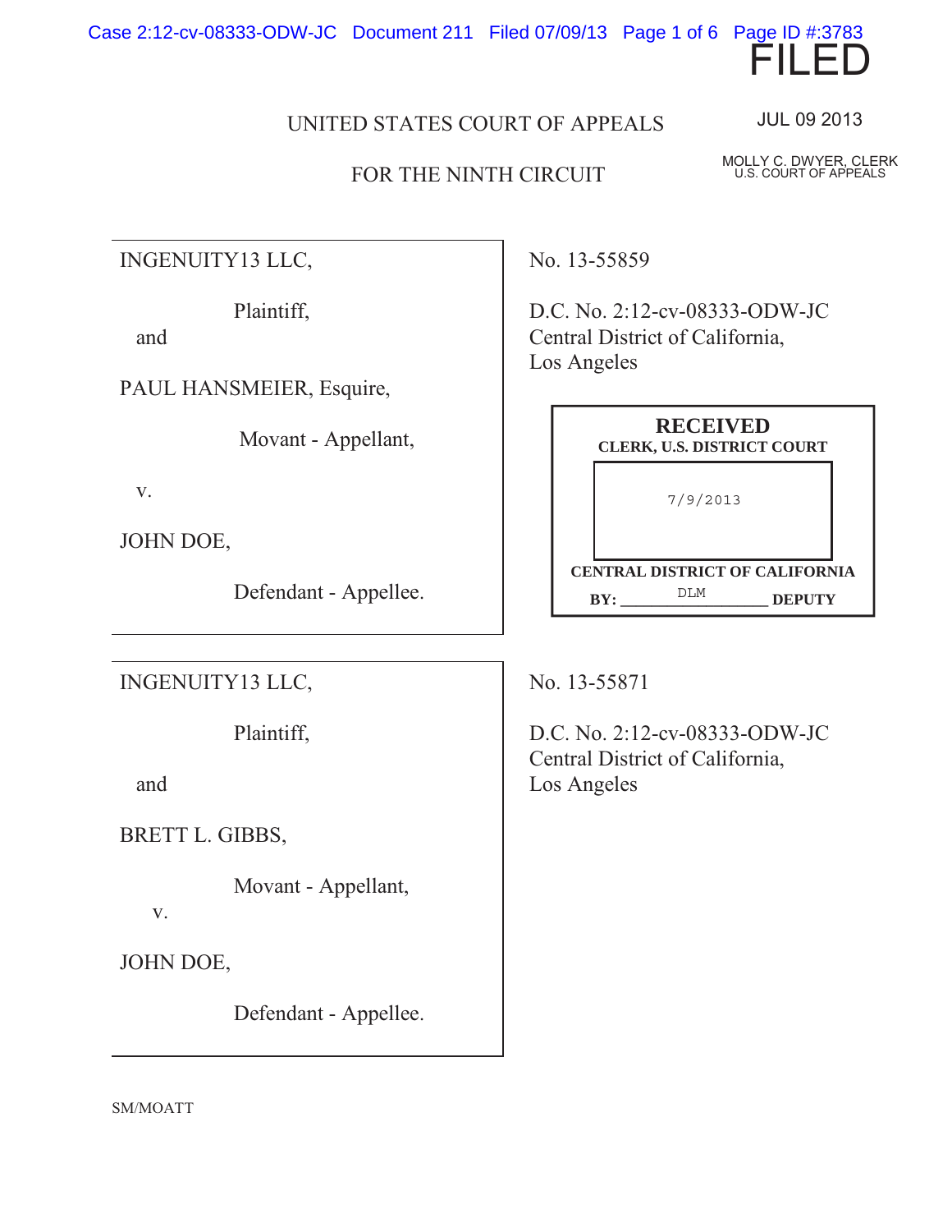FILED

JUL 09 2013

MOLLY C. DWYER, CLERK
U.S. COURT OF APPEALS

UNITED STATES COURT OF APPEALS

FOR THE NINTH CIRCUIT

INGENUITY13 LLC,

Plaintiff,

and

PAUL HANSMEIER, Esquire,

Movant - Appellant,

v.

JOHN DOE,

Defendant - Appellee.

No. 13-55859

D.C. No. 2:12-cv-08333-ODW-JC
Central District of California,
Los Angeles

**RECEIVED**
**CLERK, U.S. DISTRICT COURT**

7/9/2013

**CENTRAL DISTRICT OF CALIFORNIA**
**BY:** DLM **DEPUTY**

INGENUITY13 LLC,

Plaintiff,

and

BRETT L. GIBBS,

Movant - Appellant,

v.

JOHN DOE,

Defendant - Appellee.

No. 13-55871

D.C. No. 2:12-cv-08333-ODW-JC
Central District of California,
Los Angeles

SM/MOATT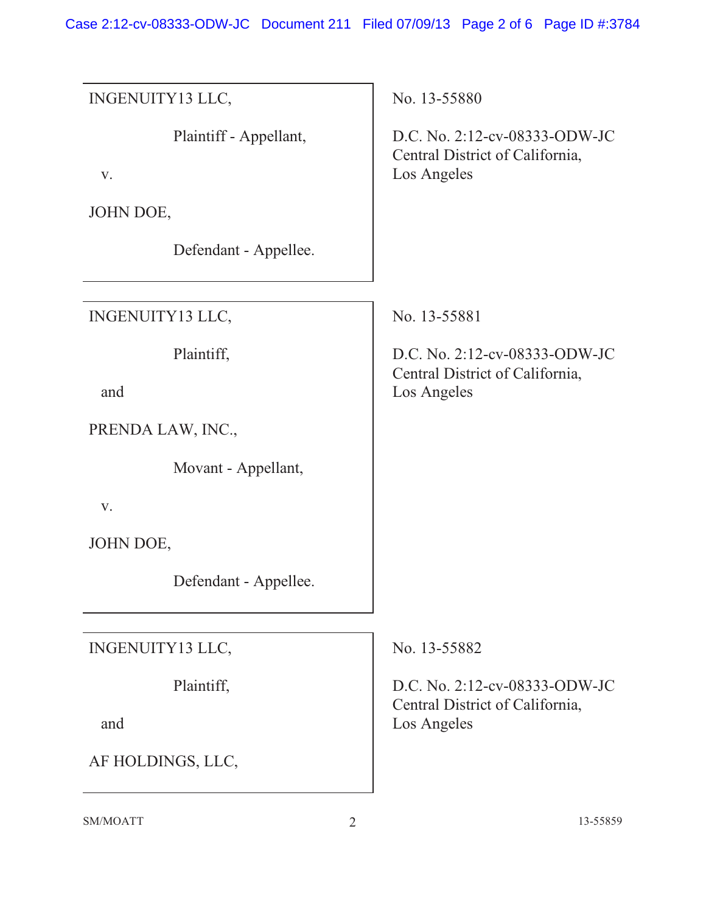| | |
|---|---|
| INGENUITY13 LLC,<br><br>Plaintiff - Appellant,<br><br>v.<br><br>JOHN DOE,<br><br>Defendant - Appellee. | No. 13-55880<br><br>D.C. No. 2:12-cv-08333-ODW-JC<br>Central District of California,<br>Los Angeles |
| INGENUITY13 LLC,<br><br>Plaintiff,<br><br>and<br><br>PRENDA LAW, INC.,<br><br>Movant - Appellant,<br><br>v.<br><br>JOHN DOE,<br><br>Defendant - Appellee. | No. 13-55881<br><br>D.C. No. 2:12-cv-08333-ODW-JC<br>Central District of California,<br>Los Angeles |
| INGENUITY13 LLC,<br><br>Plaintiff,<br><br>and<br><br>AF HOLDINGS, LLC, | No. 13-55882<br><br>D.C. No. 2:12-cv-08333-ODW-JC<br>Central District of California,<br>Los Angeles |

SM/MOATT 13-55859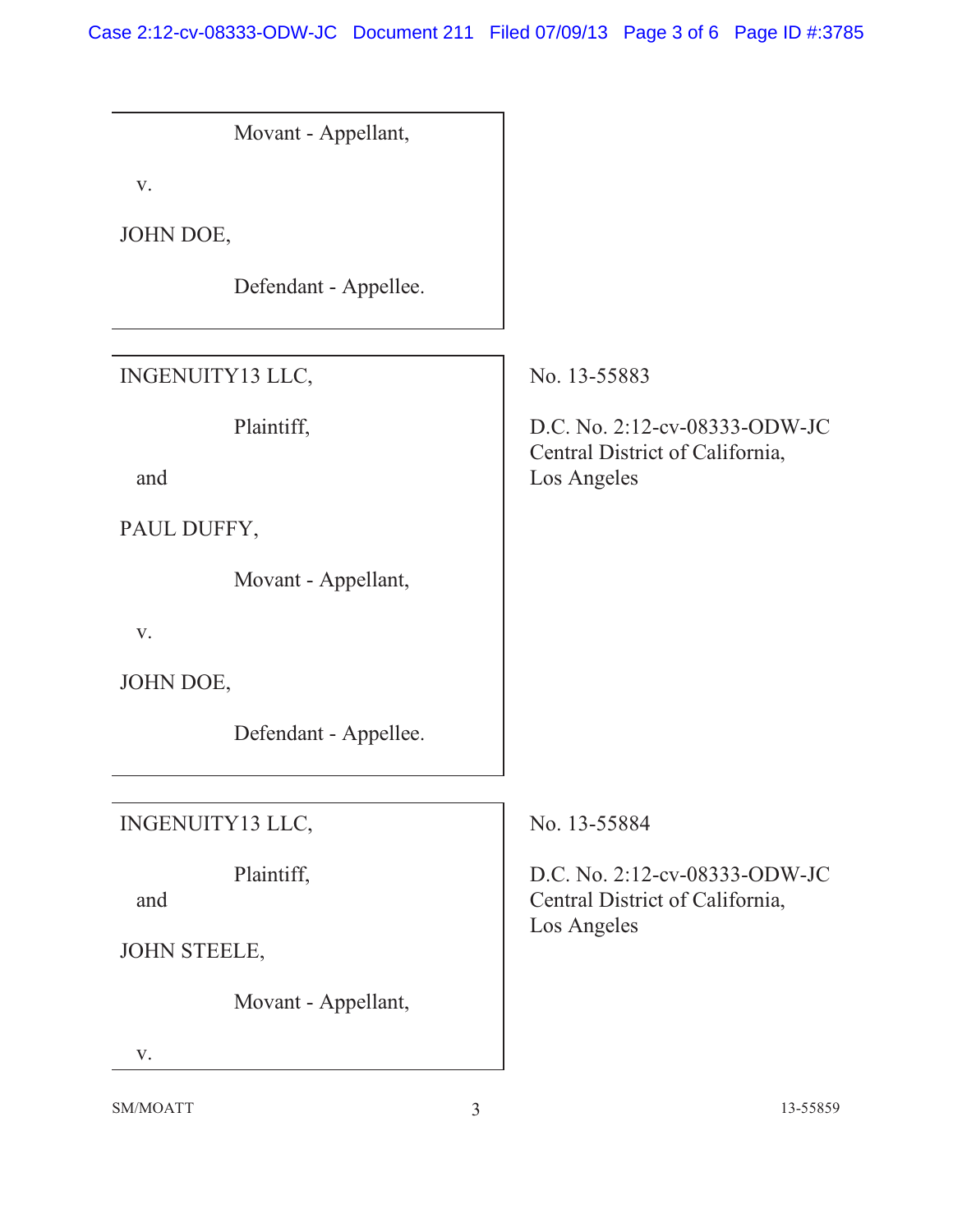Movant - Appellant,

v.

JOHN DOE,

Defendant - Appellee.

---

INGENUITY13 LLC,

Plaintiff,

and

PAUL DUFFY,

Movant - Appellant,

v.

JOHN DOE,

Defendant - Appellee.

No. 13-55883

D.C. No. 2:12-cv-08333-ODW-JC
Central District of California,
Los Angeles

---

INGENUITY13 LLC,

Plaintiff,

and

JOHN STEELE,

Movant - Appellant,

v.

No. 13-55884

D.C. No. 2:12-cv-08333-ODW-JC
Central District of California,
Los Angeles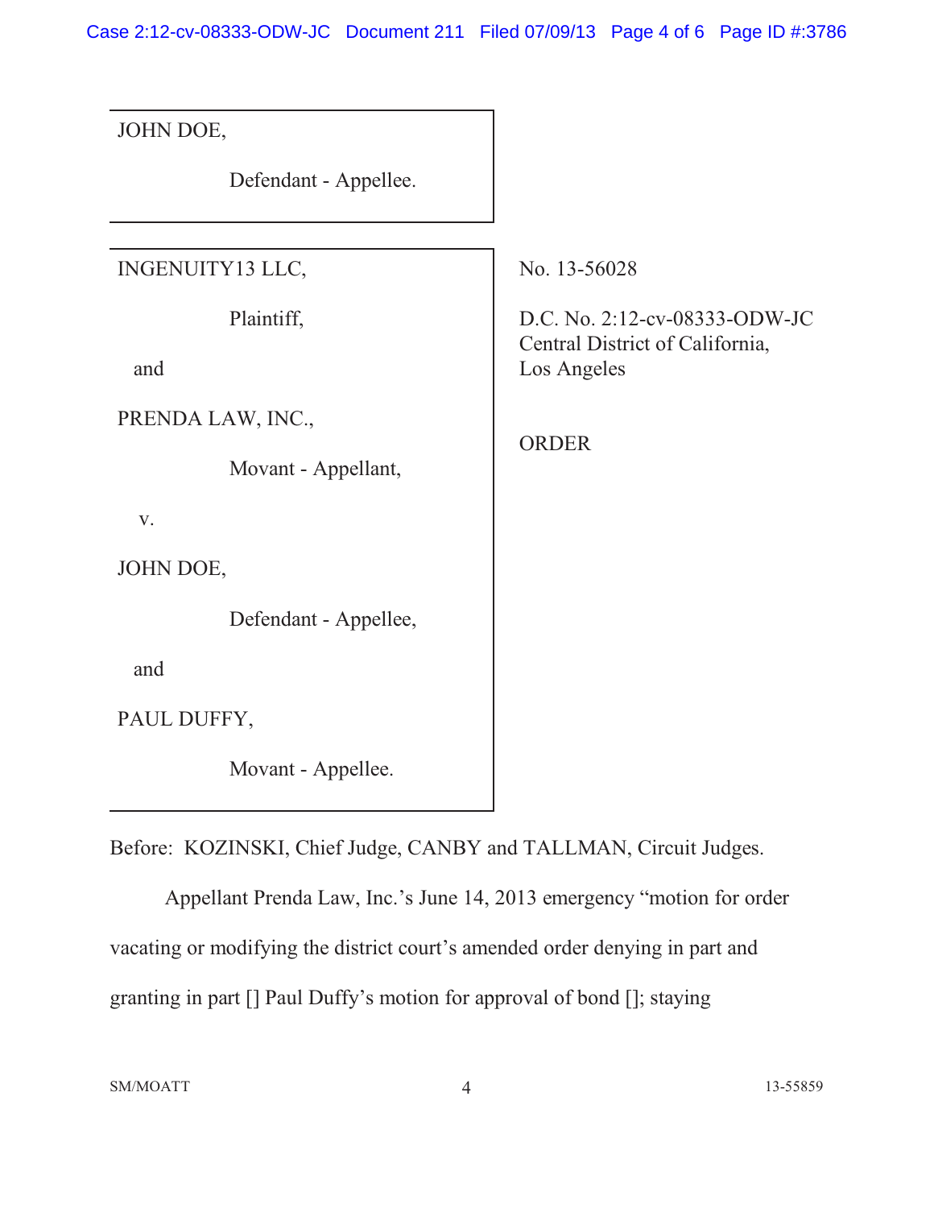JOHN DOE,

Defendant - Appellee.

INGENUITY13 LLC,

Plaintiff,

and

PRENDA LAW, INC.,

Movant - Appellant,

v.

JOHN DOE,

Defendant - Appellee,

and

PAUL DUFFY,

Movant - Appellee.

No. 13-56028

D.C. No. 2:12-cv-08333-ODW-JC
Central District of California,
Los Angeles

ORDER

Before: KOZINSKI, Chief Judge, CANBY and TALLMAN, Circuit Judges.

Appellant Prenda Law, Inc.'s June 14, 2013 emergency "motion for order vacating or modifying the district court's amended order denying in part and granting in part [] Paul Duffy's motion for approval of bond []; staying

SM/MOATT 13-55859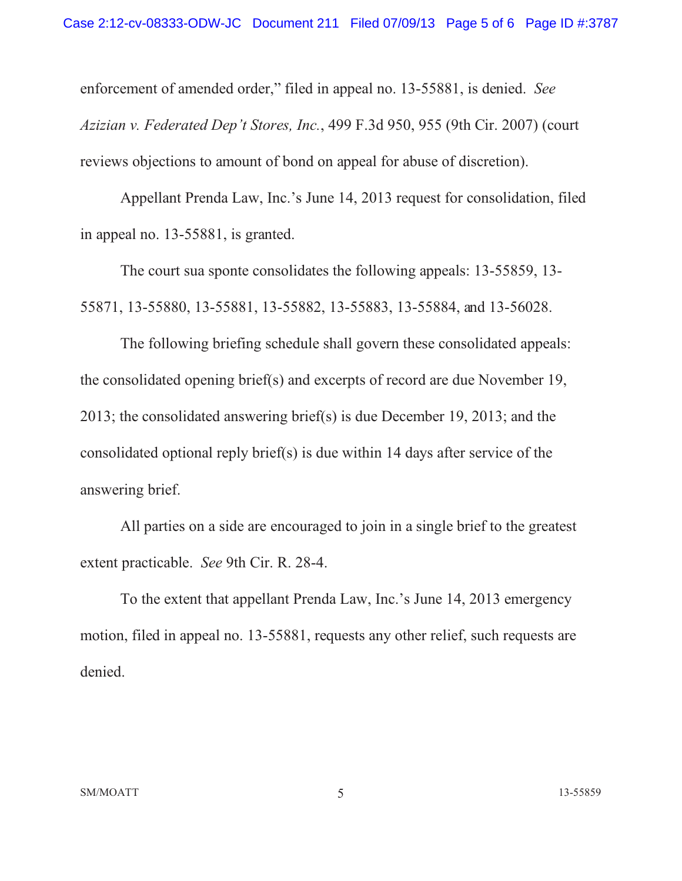enforcement of amended order," filed in appeal no. 13-55881, is denied. *See Azizian v. Federated Dep't Stores, Inc.*, 499 F.3d 950, 955 (9th Cir. 2007) (court reviews objections to amount of bond on appeal for abuse of discretion).

Appellant Prenda Law, Inc.'s June 14, 2013 request for consolidation, filed in appeal no. 13-55881, is granted.

The court sua sponte consolidates the following appeals: 13-55859, 13-55871, 13-55880, 13-55881, 13-55882, 13-55883, 13-55884, and 13-56028.

The following briefing schedule shall govern these consolidated appeals: the consolidated opening brief(s) and excerpts of record are due November 19, 2013; the consolidated answering brief(s) is due December 19, 2013; and the consolidated optional reply brief(s) is due within 14 days after service of the answering brief.

All parties on a side are encouraged to join in a single brief to the greatest extent practicable. *See* 9th Cir. R. 28-4.

To the extent that appellant Prenda Law, Inc.'s June 14, 2013 emergency motion, filed in appeal no. 13-55881, requests any other relief, such requests are denied.

SM/MOATT 13-55859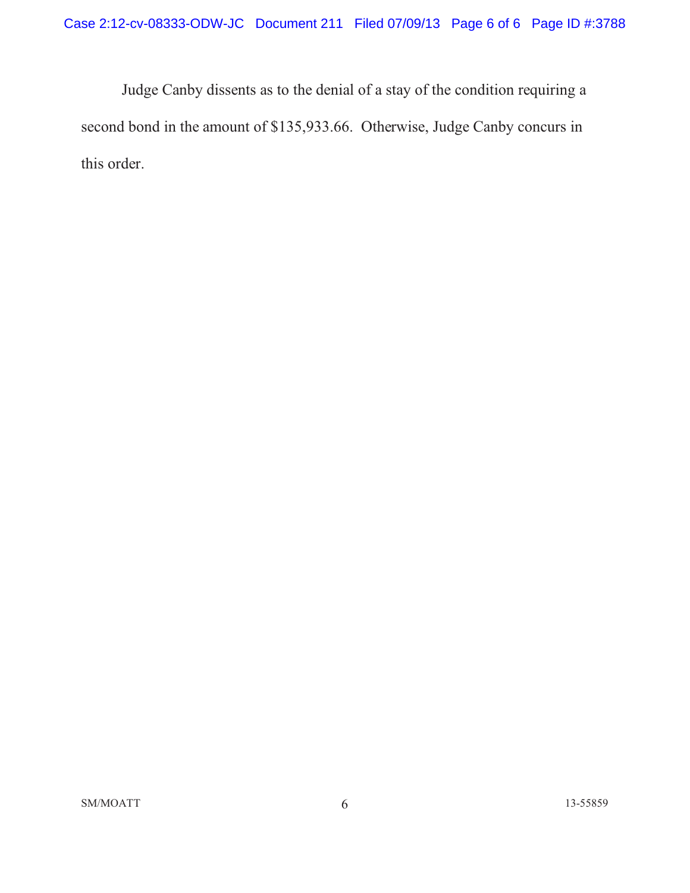Judge Canby dissents as to the denial of a stay of the condition requiring a second bond in the amount of $135,933.66. Otherwise, Judge Canby concurs in this order.